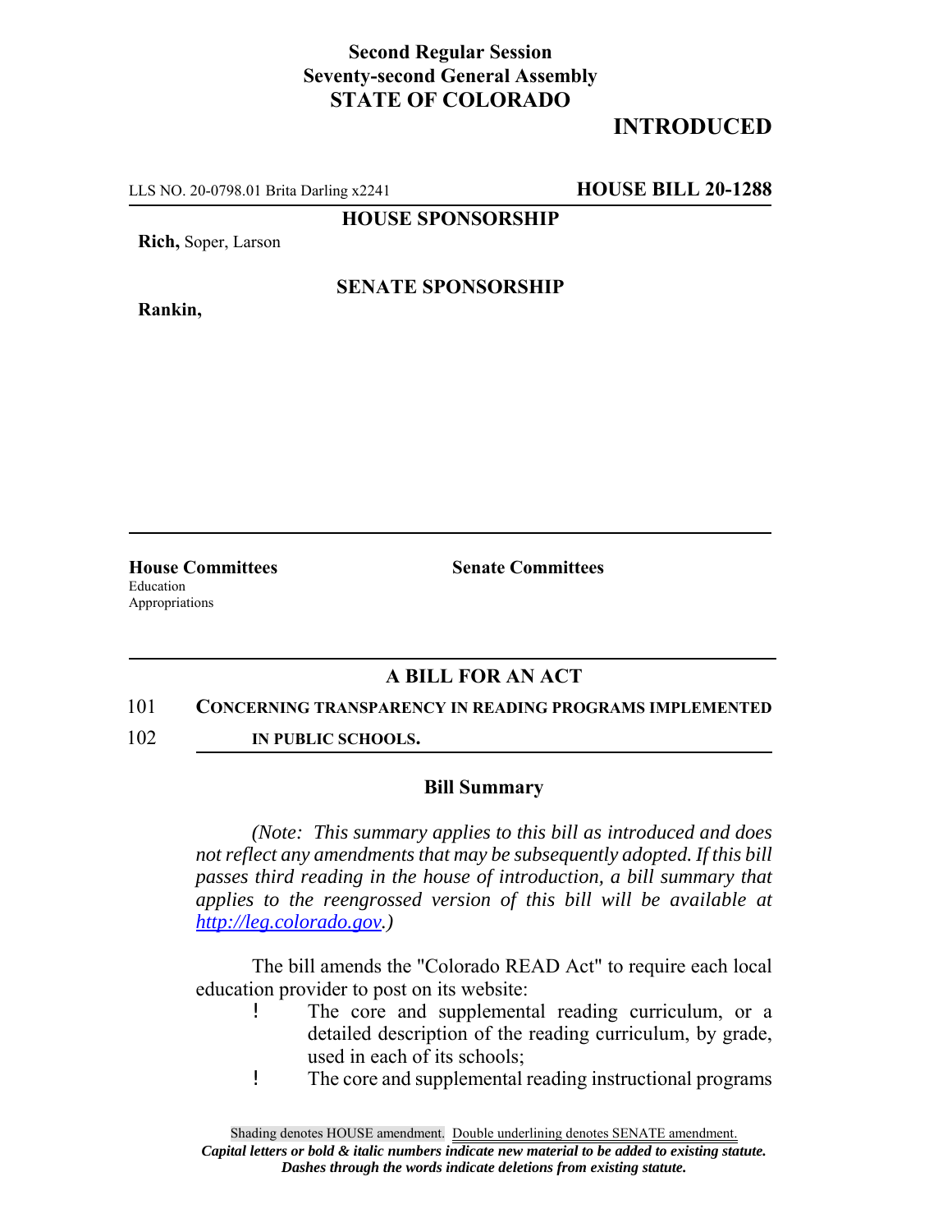**Second Regular Session**
**Seventy-second General Assembly**
**STATE OF COLORADO**

## INTRODUCED

LLS NO. 20-0798.01 Brita Darling x2241 **HOUSE BILL 20-1288**

**HOUSE SPONSORSHIP**

**Rich,** Soper, Larson

**SENATE SPONSORSHIP**

**Rankin,**

**House Committees**
Education
Appropriations

**Senate Committees**

## A BILL FOR AN ACT

101 **CONCERNING TRANSPARENCY IN READING PROGRAMS IMPLEMENTED**
102 **IN PUBLIC SCHOOLS.**

### Bill Summary

*(Note: This summary applies to this bill as introduced and does not reflect any amendments that may be subsequently adopted. If this bill passes third reading in the house of introduction, a bill summary that applies to the reengrossed version of this bill will be available at http://leg.colorado.gov.)*

The bill amends the "Colorado READ Act" to require each local education provider to post on its website:

- The core and supplemental reading curriculum, or a detailed description of the reading curriculum, by grade, used in each of its schools;
- The core and supplemental reading instructional programs

Shading denotes HOUSE amendment. Double underlining denotes SENATE amendment.
*Capital letters or bold & italic numbers indicate new material to be added to existing statute.*
*Dashes through the words indicate deletions from existing statute.*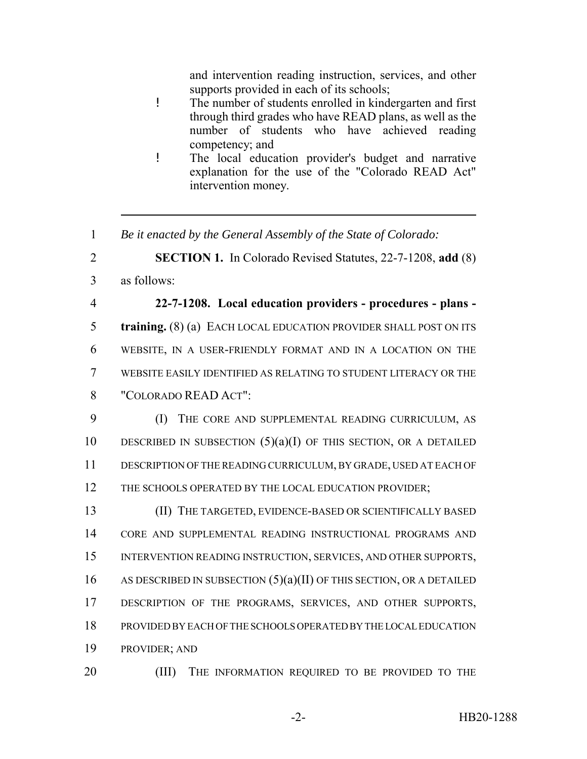and intervention reading instruction, services, and other supports provided in each of its schools;

- The number of students enrolled in kindergarten and first through third grades who have READ plans, as well as the number of students who have achieved reading competency; and
- The local education provider's budget and narrative explanation for the use of the "Colorado READ Act" intervention money.

---

1 *Be it enacted by the General Assembly of the State of Colorado:*

2 **SECTION 1.** In Colorado Revised Statutes, 22-7-1208, **add** (8)
3 as follows:

4 **22-7-1208. Local education providers - procedures - plans -**
5 **training.** (8) (a) EACH LOCAL EDUCATION PROVIDER SHALL POST ON ITS
6 WEBSITE, IN A USER-FRIENDLY FORMAT AND IN A LOCATION ON THE
7 WEBSITE EASILY IDENTIFIED AS RELATING TO STUDENT LITERACY OR THE
8 "COLORADO READ ACT":

9 (I) THE CORE AND SUPPLEMENTAL READING CURRICULUM, AS
10 DESCRIBED IN SUBSECTION (5)(a)(I) OF THIS SECTION, OR A DETAILED
11 DESCRIPTION OF THE READING CURRICULUM, BY GRADE, USED AT EACH OF
12 THE SCHOOLS OPERATED BY THE LOCAL EDUCATION PROVIDER;

13 (II) THE TARGETED, EVIDENCE-BASED OR SCIENTIFICALLY BASED
14 CORE AND SUPPLEMENTAL READING INSTRUCTIONAL PROGRAMS AND
15 INTERVENTION READING INSTRUCTION, SERVICES, AND OTHER SUPPORTS,
16 AS DESCRIBED IN SUBSECTION (5)(a)(II) OF THIS SECTION, OR A DETAILED
17 DESCRIPTION OF THE PROGRAMS, SERVICES, AND OTHER SUPPORTS,
18 PROVIDED BY EACH OF THE SCHOOLS OPERATED BY THE LOCAL EDUCATION
19 PROVIDER; AND

20 (III) THE INFORMATION REQUIRED TO BE PROVIDED TO THE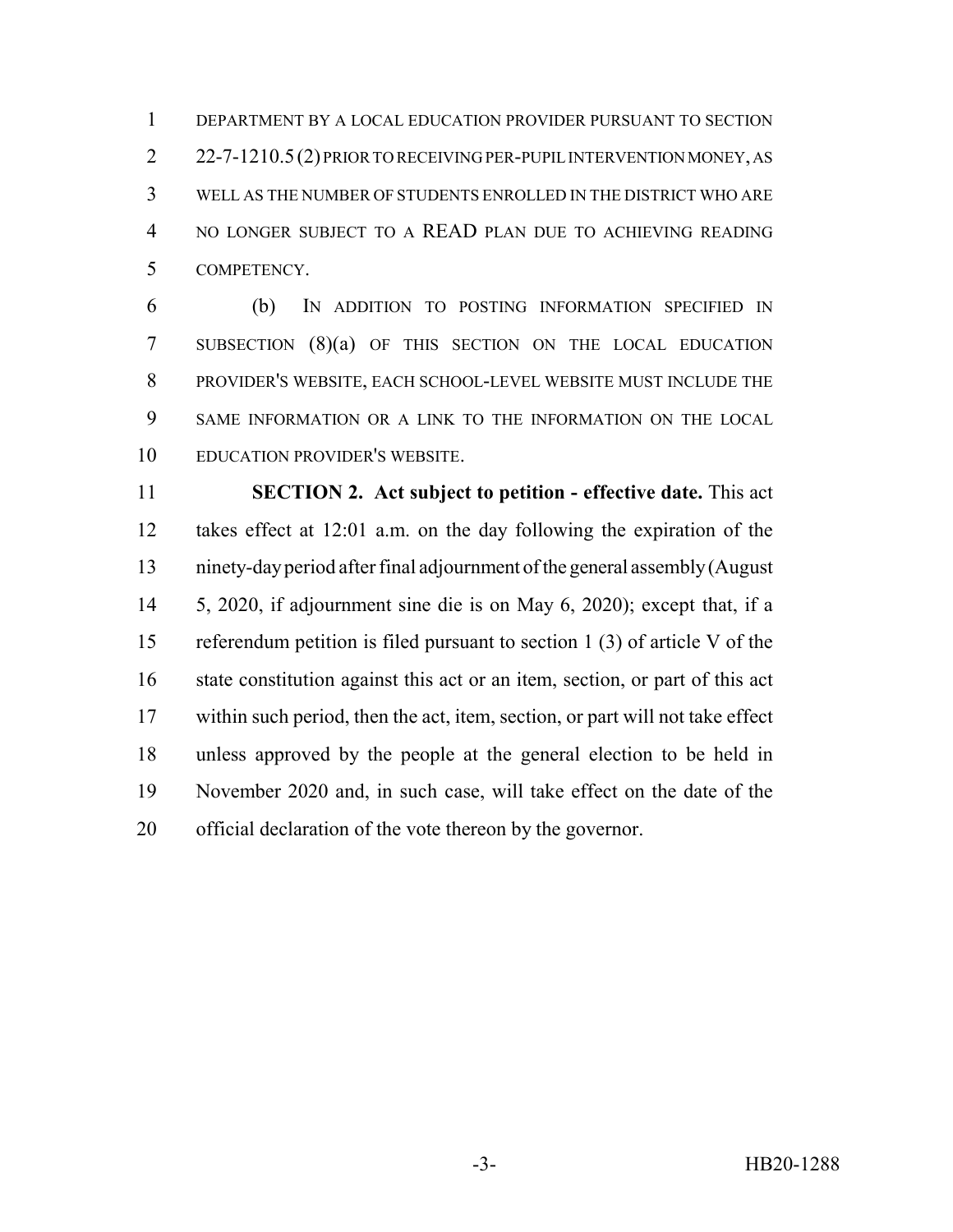DEPARTMENT BY A LOCAL EDUCATION PROVIDER PURSUANT TO SECTION 22-7-1210.5 (2) PRIOR TO RECEIVING PER-PUPIL INTERVENTION MONEY, AS WELL AS THE NUMBER OF STUDENTS ENROLLED IN THE DISTRICT WHO ARE NO LONGER SUBJECT TO A READ PLAN DUE TO ACHIEVING READING COMPETENCY.

(b) IN ADDITION TO POSTING INFORMATION SPECIFIED IN SUBSECTION (8)(a) OF THIS SECTION ON THE LOCAL EDUCATION PROVIDER'S WEBSITE, EACH SCHOOL-LEVEL WEBSITE MUST INCLUDE THE SAME INFORMATION OR A LINK TO THE INFORMATION ON THE LOCAL EDUCATION PROVIDER'S WEBSITE.

**SECTION 2. Act subject to petition - effective date.** This act takes effect at 12:01 a.m. on the day following the expiration of the ninety-day period after final adjournment of the general assembly (August 5, 2020, if adjournment sine die is on May 6, 2020); except that, if a referendum petition is filed pursuant to section 1 (3) of article V of the state constitution against this act or an item, section, or part of this act within such period, then the act, item, section, or part will not take effect unless approved by the people at the general election to be held in November 2020 and, in such case, will take effect on the date of the official declaration of the vote thereon by the governor.